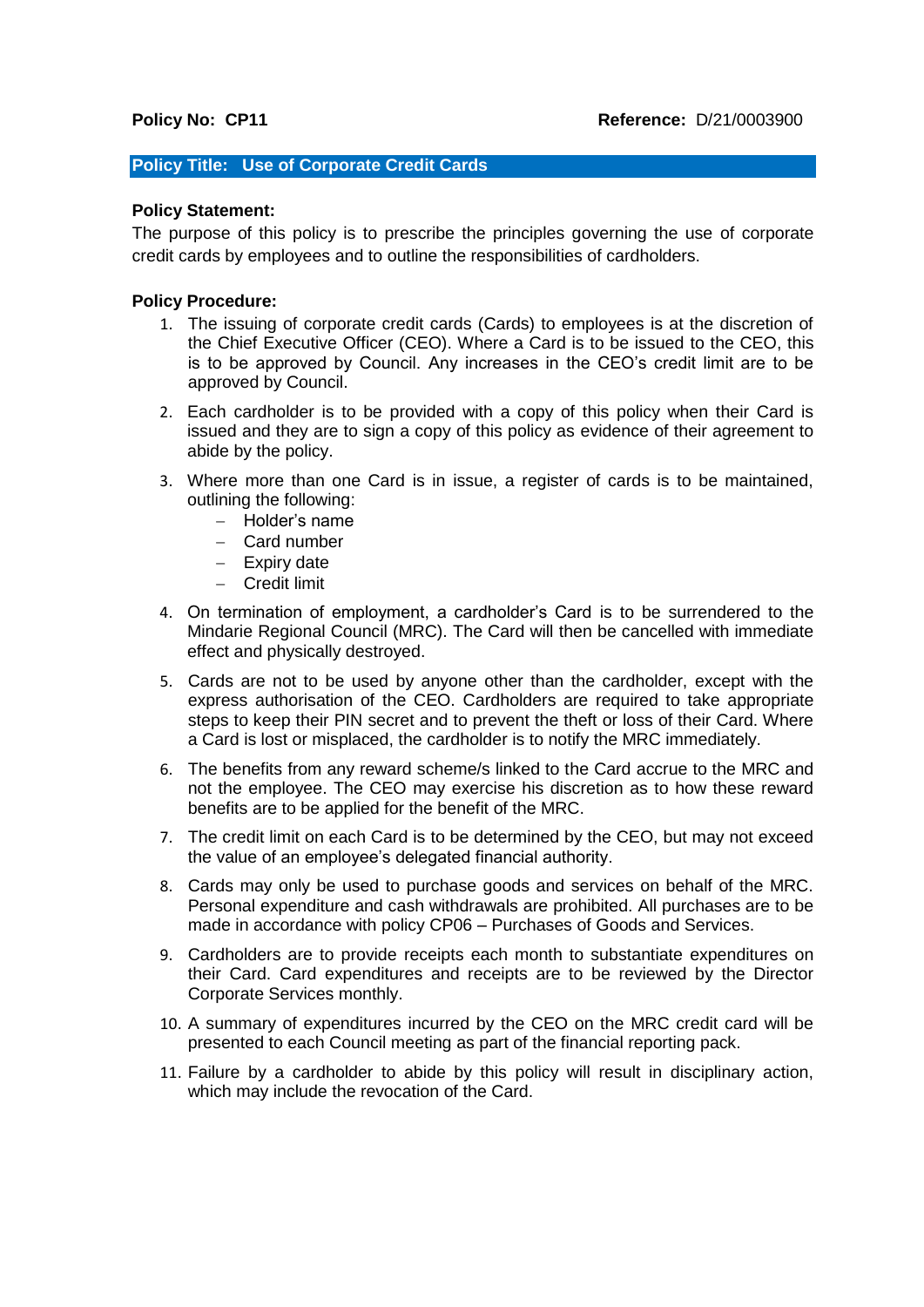**Policy No: CP11** **Reference:** D/21/0003900

## Policy Title: Use of Corporate Credit Cards

**Policy Statement:**

The purpose of this policy is to prescribe the principles governing the use of corporate credit cards by employees and to outline the responsibilities of cardholders.

**Policy Procedure:**

1. The issuing of corporate credit cards (Cards) to employees is at the discretion of the Chief Executive Officer (CEO). Where a Card is to be issued to the CEO, this is to be approved by Council. Any increases in the CEO's credit limit are to be approved by Council.
2. Each cardholder is to be provided with a copy of this policy when their Card is issued and they are to sign a copy of this policy as evidence of their agreement to abide by the policy.
3. Where more than one Card is in issue, a register of cards is to be maintained, outlining the following:
   - Holder's name
   - Card number
   - Expiry date
   - Credit limit
4. On termination of employment, a cardholder's Card is to be surrendered to the Mindarie Regional Council (MRC). The Card will then be cancelled with immediate effect and physically destroyed.
5. Cards are not to be used by anyone other than the cardholder, except with the express authorisation of the CEO. Cardholders are required to take appropriate steps to keep their PIN secret and to prevent the theft or loss of their Card. Where a Card is lost or misplaced, the cardholder is to notify the MRC immediately.
6. The benefits from any reward scheme/s linked to the Card accrue to the MRC and not the employee. The CEO may exercise his discretion as to how these reward benefits are to be applied for the benefit of the MRC.
7. The credit limit on each Card is to be determined by the CEO, but may not exceed the value of an employee's delegated financial authority.
8. Cards may only be used to purchase goods and services on behalf of the MRC. Personal expenditure and cash withdrawals are prohibited. All purchases are to be made in accordance with policy CP06 – Purchases of Goods and Services.
9. Cardholders are to provide receipts each month to substantiate expenditures on their Card. Card expenditures and receipts are to be reviewed by the Director Corporate Services monthly.
10. A summary of expenditures incurred by the CEO on the MRC credit card will be presented to each Council meeting as part of the financial reporting pack.
11. Failure by a cardholder to abide by this policy will result in disciplinary action, which may include the revocation of the Card.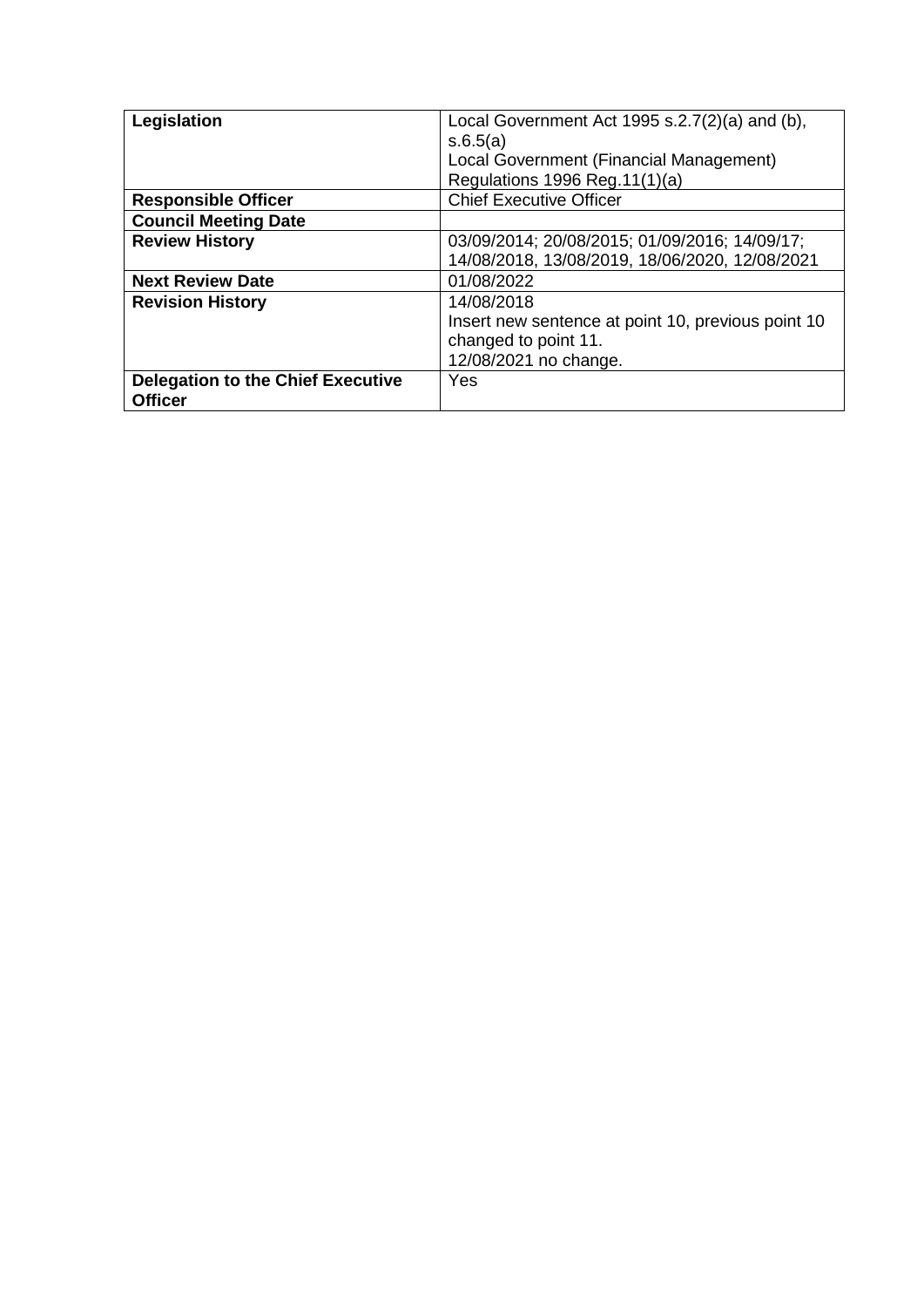| | |
|---|---|
| **Legislation** | Local Government Act 1995 s.2.7(2)(a) and (b), s.6.5(a)<br>Local Government (Financial Management) Regulations 1996 Reg.11(1)(a) |
| **Responsible Officer** | Chief Executive Officer |
| **Council Meeting Date** | |
| **Review History** | 03/09/2014; 20/08/2015; 01/09/2016; 14/09/17; 14/08/2018, 13/08/2019, 18/06/2020, 12/08/2021 |
| **Next Review Date** | 01/08/2022 |
| **Revision History** | 14/08/2018<br>Insert new sentence at point 10, previous point 10 changed to point 11.<br>12/08/2021 no change. |
| **Delegation to the Chief Executive Officer** | Yes |